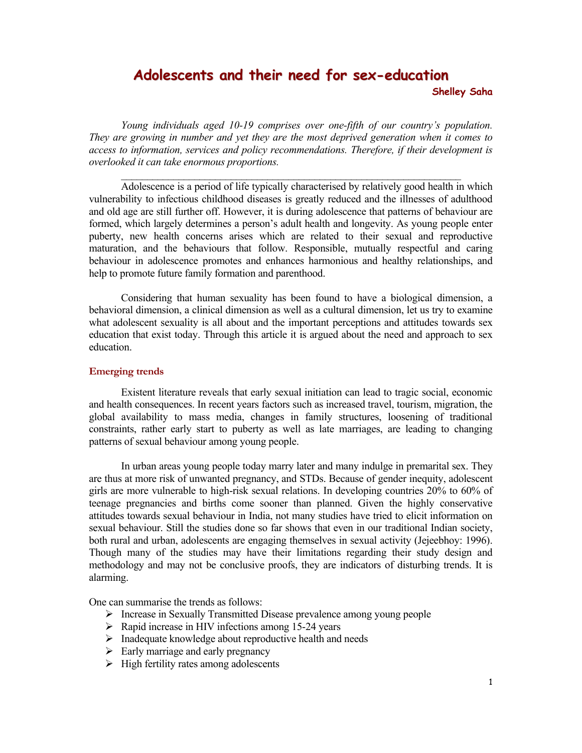# Adolescents and their need for sex-education

**Shelley Saha**

*Young individuals aged 10-19 comprises over one-fifth of our country's population. They are growing in number and yet they are the most deprived generation when it comes to access to information, services and policy recommendations. Therefore, if their development is overlooked it can take enormous proportions.*

---

Adolescence is a period of life typically characterised by relatively good health in which vulnerability to infectious childhood diseases is greatly reduced and the illnesses of adulthood and old age are still further off. However, it is during adolescence that patterns of behaviour are formed, which largely determines a person's adult health and longevity. As young people enter puberty, new health concerns arises which are related to their sexual and reproductive maturation, and the behaviours that follow. Responsible, mutually respectful and caring behaviour in adolescence promotes and enhances harmonious and healthy relationships, and help to promote future family formation and parenthood.

Considering that human sexuality has been found to have a biological dimension, a behavioral dimension, a clinical dimension as well as a cultural dimension, let us try to examine what adolescent sexuality is all about and the important perceptions and attitudes towards sex education that exist today. Through this article it is argued about the need and approach to sex education.

## Emerging trends

Existent literature reveals that early sexual initiation can lead to tragic social, economic and health consequences. In recent years factors such as increased travel, tourism, migration, the global availability to mass media, changes in family structures, loosening of traditional constraints, rather early start to puberty as well as late marriages, are leading to changing patterns of sexual behaviour among young people.

In urban areas young people today marry later and many indulge in premarital sex. They are thus at more risk of unwanted pregnancy, and STDs. Because of gender inequity, adolescent girls are more vulnerable to high-risk sexual relations. In developing countries 20% to 60% of teenage pregnancies and births come sooner than planned. Given the highly conservative attitudes towards sexual behaviour in India, not many studies have tried to elicit information on sexual behaviour. Still the studies done so far shows that even in our traditional Indian society, both rural and urban, adolescents are engaging themselves in sexual activity (Jejeebhoy: 1996). Though many of the studies may have their limitations regarding their study design and methodology and may not be conclusive proofs, they are indicators of disturbing trends. It is alarming.

One can summarise the trends as follows:

- Increase in Sexually Transmitted Disease prevalence among young people
- Rapid increase in HIV infections among 15-24 years
- Inadequate knowledge about reproductive health and needs
- Early marriage and early pregnancy
- High fertility rates among adolescents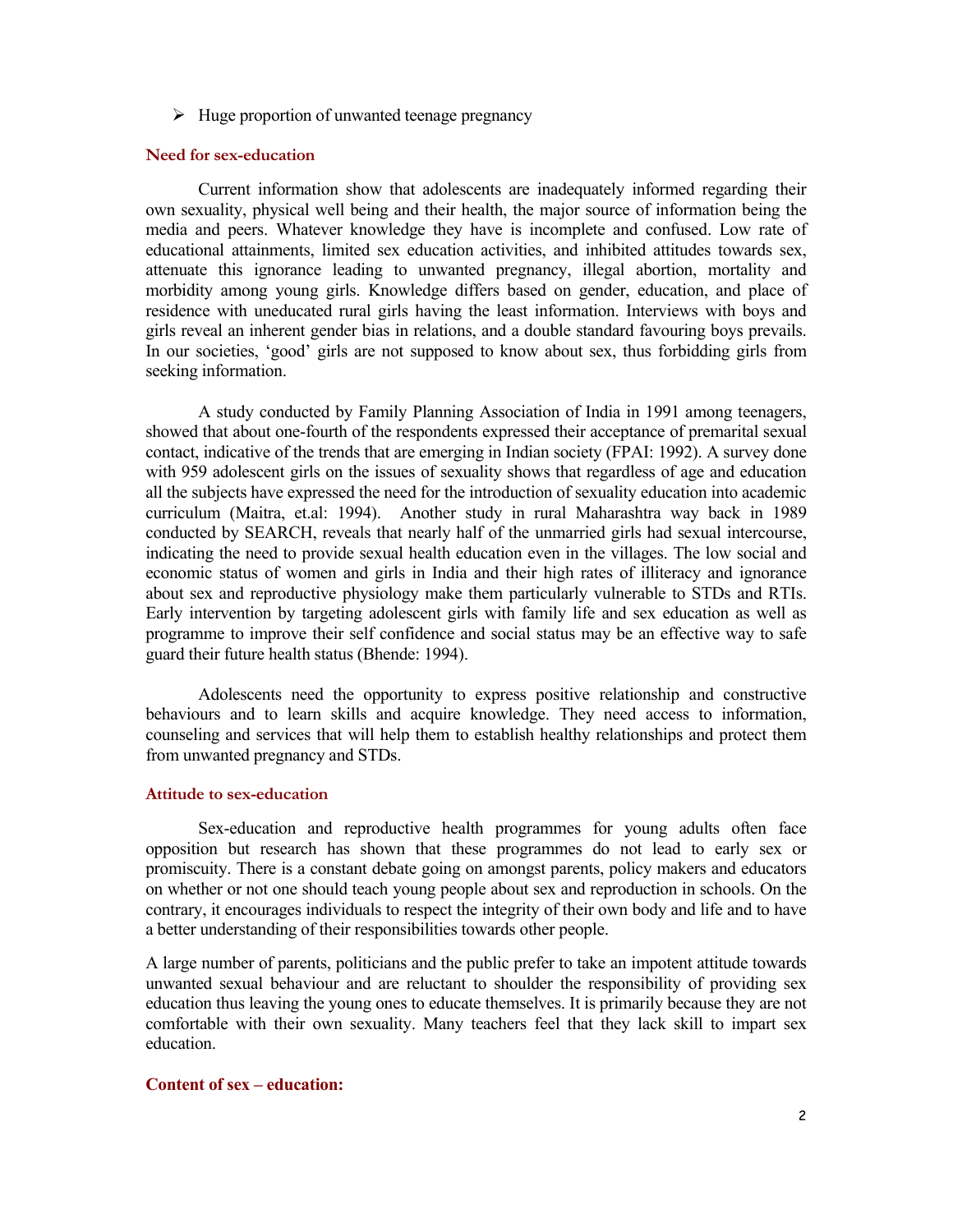- Huge proportion of unwanted teenage pregnancy

### Need for sex-education

Current information show that adolescents are inadequately informed regarding their own sexuality, physical well being and their health, the major source of information being the media and peers. Whatever knowledge they have is incomplete and confused. Low rate of educational attainments, limited sex education activities, and inhibited attitudes towards sex, attenuate this ignorance leading to unwanted pregnancy, illegal abortion, mortality and morbidity among young girls. Knowledge differs based on gender, education, and place of residence with uneducated rural girls having the least information. Interviews with boys and girls reveal an inherent gender bias in relations, and a double standard favouring boys prevails. In our societies, 'good' girls are not supposed to know about sex, thus forbidding girls from seeking information.

A study conducted by Family Planning Association of India in 1991 among teenagers, showed that about one-fourth of the respondents expressed their acceptance of premarital sexual contact, indicative of the trends that are emerging in Indian society (FPAI: 1992). A survey done with 959 adolescent girls on the issues of sexuality shows that regardless of age and education all the subjects have expressed the need for the introduction of sexuality education into academic curriculum (Maitra, et.al: 1994). Another study in rural Maharashtra way back in 1989 conducted by SEARCH, reveals that nearly half of the unmarried girls had sexual intercourse, indicating the need to provide sexual health education even in the villages. The low social and economic status of women and girls in India and their high rates of illiteracy and ignorance about sex and reproductive physiology make them particularly vulnerable to STDs and RTIs. Early intervention by targeting adolescent girls with family life and sex education as well as programme to improve their self confidence and social status may be an effective way to safe guard their future health status (Bhende: 1994).

Adolescents need the opportunity to express positive relationship and constructive behaviours and to learn skills and acquire knowledge. They need access to information, counseling and services that will help them to establish healthy relationships and protect them from unwanted pregnancy and STDs.

### Attitude to sex-education

Sex-education and reproductive health programmes for young adults often face opposition but research has shown that these programmes do not lead to early sex or promiscuity. There is a constant debate going on amongst parents, policy makers and educators on whether or not one should teach young people about sex and reproduction in schools. On the contrary, it encourages individuals to respect the integrity of their own body and life and to have a better understanding of their responsibilities towards other people.

A large number of parents, politicians and the public prefer to take an impotent attitude towards unwanted sexual behaviour and are reluctant to shoulder the responsibility of providing sex education thus leaving the young ones to educate themselves. It is primarily because they are not comfortable with their own sexuality. Many teachers feel that they lack skill to impart sex education.

### Content of sex – education: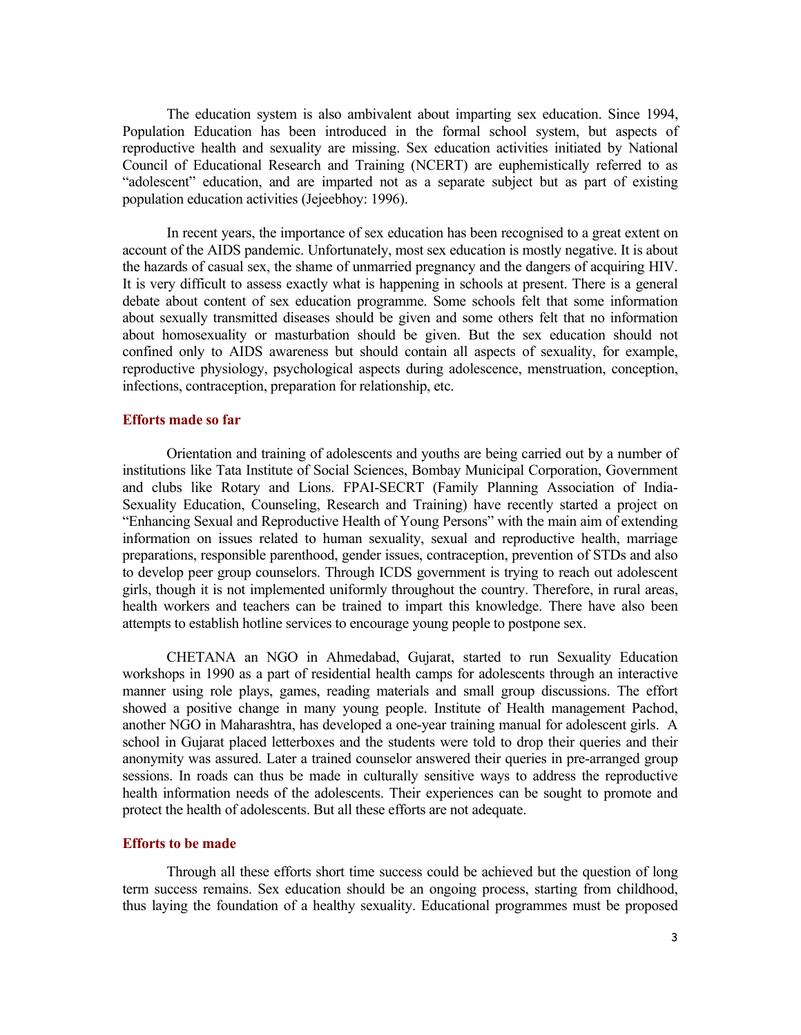The education system is also ambivalent about imparting sex education. Since 1994, Population Education has been introduced in the formal school system, but aspects of reproductive health and sexuality are missing. Sex education activities initiated by National Council of Educational Research and Training (NCERT) are euphemistically referred to as "adolescent" education, and are imparted not as a separate subject but as part of existing population education activities (Jejeebhoy: 1996).

In recent years, the importance of sex education has been recognised to a great extent on account of the AIDS pandemic. Unfortunately, most sex education is mostly negative. It is about the hazards of casual sex, the shame of unmarried pregnancy and the dangers of acquiring HIV. It is very difficult to assess exactly what is happening in schools at present. There is a general debate about content of sex education programme. Some schools felt that some information about sexually transmitted diseases should be given and some others felt that no information about homosexuality or masturbation should be given. But the sex education should not confined only to AIDS awareness but should contain all aspects of sexuality, for example, reproductive physiology, psychological aspects during adolescence, menstruation, conception, infections, contraception, preparation for relationship, etc.

### Efforts made so far

Orientation and training of adolescents and youths are being carried out by a number of institutions like Tata Institute of Social Sciences, Bombay Municipal Corporation, Government and clubs like Rotary and Lions. FPAI-SECRT (Family Planning Association of India-Sexuality Education, Counseling, Research and Training) have recently started a project on "Enhancing Sexual and Reproductive Health of Young Persons" with the main aim of extending information on issues related to human sexuality, sexual and reproductive health, marriage preparations, responsible parenthood, gender issues, contraception, prevention of STDs and also to develop peer group counselors. Through ICDS government is trying to reach out adolescent girls, though it is not implemented uniformly throughout the country. Therefore, in rural areas, health workers and teachers can be trained to impart this knowledge. There have also been attempts to establish hotline services to encourage young people to postpone sex.

CHETANA an NGO in Ahmedabad, Gujarat, started to run Sexuality Education workshops in 1990 as a part of residential health camps for adolescents through an interactive manner using role plays, games, reading materials and small group discussions. The effort showed a positive change in many young people. Institute of Health management Pachod, another NGO in Maharashtra, has developed a one-year training manual for adolescent girls. A school in Gujarat placed letterboxes and the students were told to drop their queries and their anonymity was assured. Later a trained counselor answered their queries in pre-arranged group sessions. In roads can thus be made in culturally sensitive ways to address the reproductive health information needs of the adolescents. Their experiences can be sought to promote and protect the health of adolescents. But all these efforts are not adequate.

### Efforts to be made

Through all these efforts short time success could be achieved but the question of long term success remains. Sex education should be an ongoing process, starting from childhood, thus laying the foundation of a healthy sexuality. Educational programmes must be proposed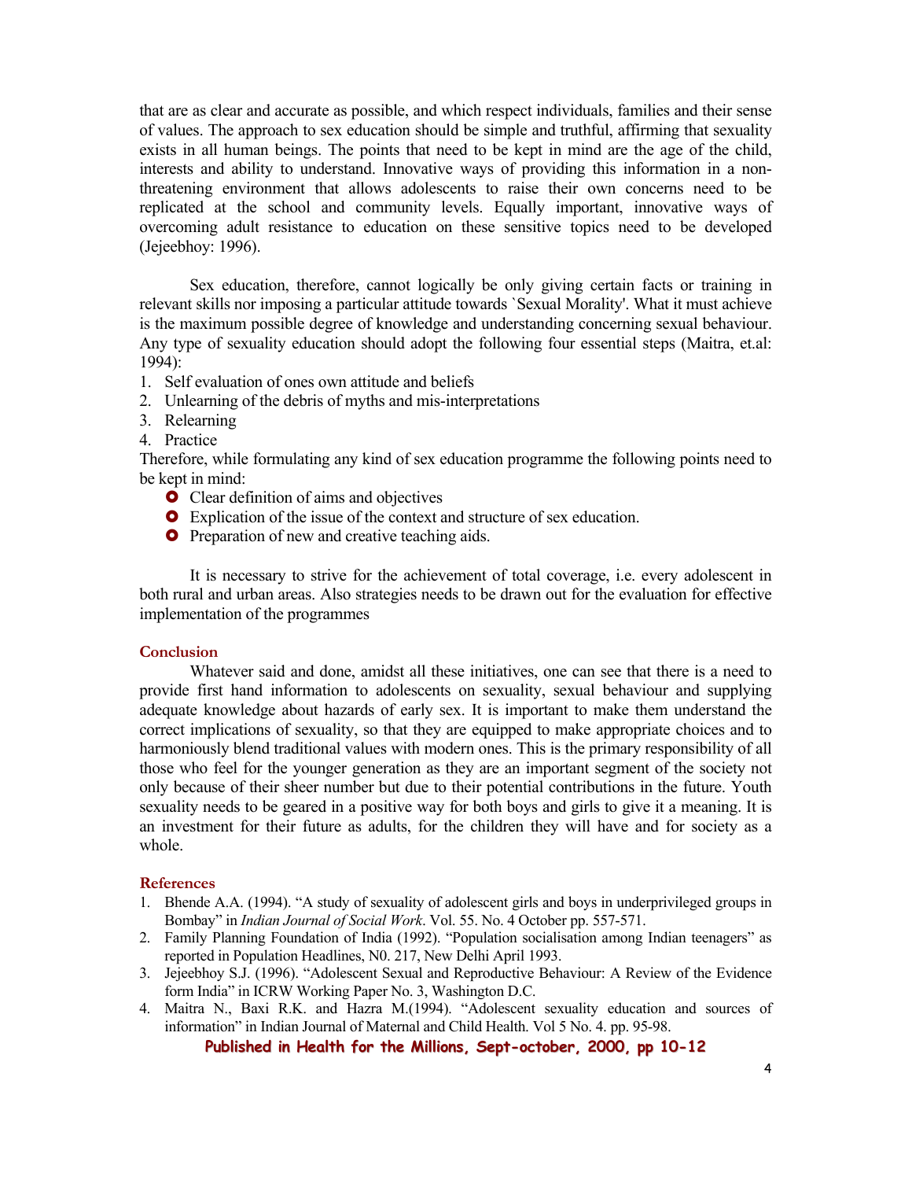that are as clear and accurate as possible, and which respect individuals, families and their sense of values. The approach to sex education should be simple and truthful, affirming that sexuality exists in all human beings. The points that need to be kept in mind are the age of the child, interests and ability to understand. Innovative ways of providing this information in a non-threatening environment that allows adolescents to raise their own concerns need to be replicated at the school and community levels. Equally important, innovative ways of overcoming adult resistance to education on these sensitive topics need to be developed (Jejeebhoy: 1996).

Sex education, therefore, cannot logically be only giving certain facts or training in relevant skills nor imposing a particular attitude towards `Sexual Morality'. What it must achieve is the maximum possible degree of knowledge and understanding concerning sexual behaviour. Any type of sexuality education should adopt the following four essential steps (Maitra, et.al: 1994):

1. Self evaluation of ones own attitude and beliefs
2. Unlearning of the debris of myths and mis-interpretations
3. Relearning
4. Practice

Therefore, while formulating any kind of sex education programme the following points need to be kept in mind:

- Clear definition of aims and objectives
- Explication of the issue of the context and structure of sex education.
- Preparation of new and creative teaching aids.

It is necessary to strive for the achievement of total coverage, i.e. every adolescent in both rural and urban areas. Also strategies needs to be drawn out for the evaluation for effective implementation of the programmes

### Conclusion

Whatever said and done, amidst all these initiatives, one can see that there is a need to provide first hand information to adolescents on sexuality, sexual behaviour and supplying adequate knowledge about hazards of early sex. It is important to make them understand the correct implications of sexuality, so that they are equipped to make appropriate choices and to harmoniously blend traditional values with modern ones. This is the primary responsibility of all those who feel for the younger generation as they are an important segment of the society not only because of their sheer number but due to their potential contributions in the future. Youth sexuality needs to be geared in a positive way for both boys and girls to give it a meaning. It is an investment for their future as adults, for the children they will have and for society as a whole.

### References

1. Bhende A.A. (1994). "A study of sexuality of adolescent girls and boys in underprivileged groups in Bombay" in *Indian Journal of Social Work*. Vol. 55. No. 4 October pp. 557-571.
2. Family Planning Foundation of India (1992). "Population socialisation among Indian teenagers" as reported in Population Headlines, N0. 217, New Delhi April 1993.
3. Jejeebhoy S.J. (1996). "Adolescent Sexual and Reproductive Behaviour: A Review of the Evidence form India" in ICRW Working Paper No. 3, Washington D.C.
4. Maitra N., Baxi R.K. and Hazra M.(1994). "Adolescent sexuality education and sources of information" in Indian Journal of Maternal and Child Health. Vol 5 No. 4. pp. 95-98.

**Published in Health for the Millions, Sept-october, 2000, pp 10-12**